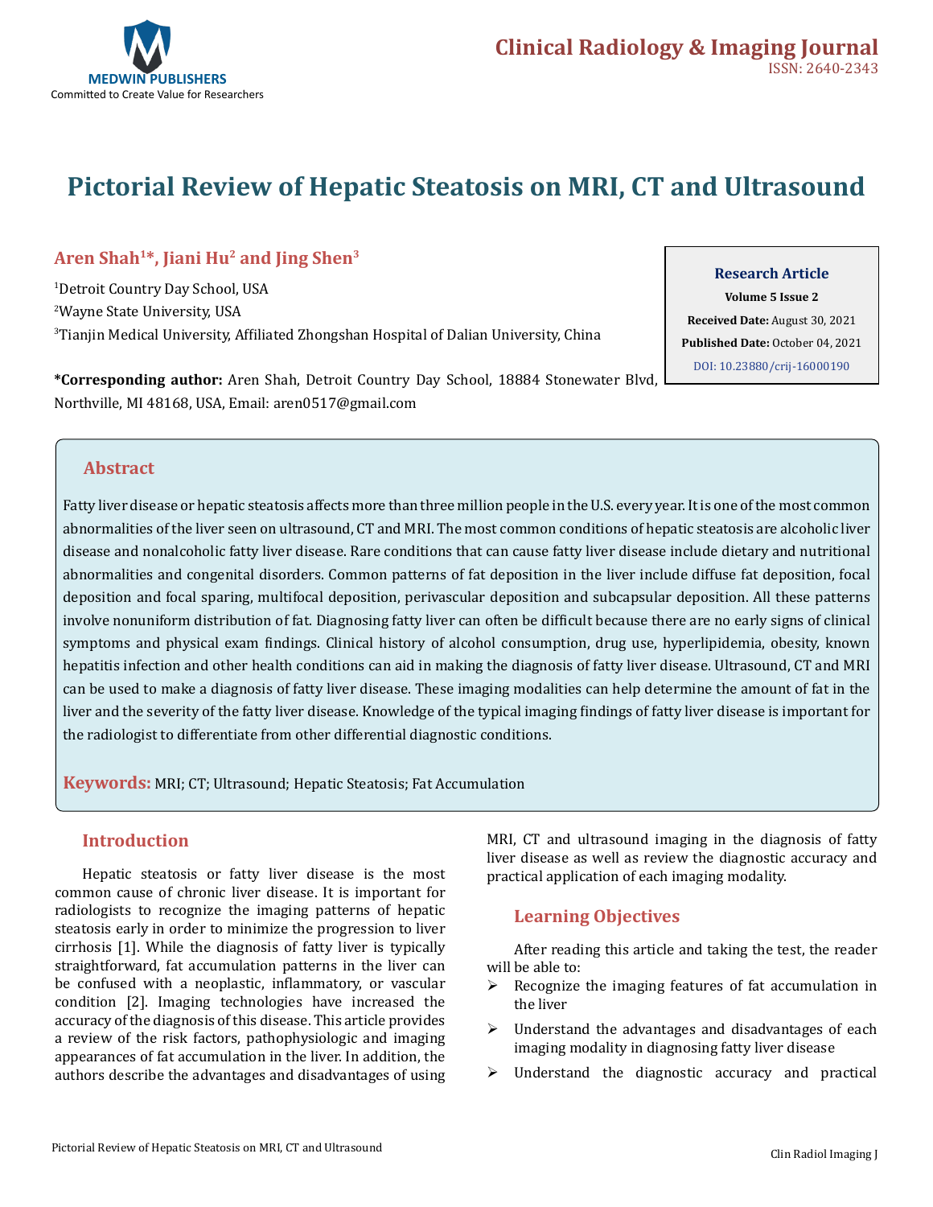# Pictorial Review of Hepatic Steatosis on MRI, CT and Ultrasound

**Aren Shah[1]*, Jiani Hu[2] and Jing Shen[3]**

[1]Detroit Country Day School, USA

[2]Wayne State University, USA

[3]Tianjin Medical University, Affiliated Zhongshan Hospital of Dalian University, China

**\*Corresponding author:** Aren Shah, Detroit Country Day School, 18884 Stonewater Blvd, Northville, MI 48168, USA, Email: aren0517@gmail.com

**Research Article**

**Volume 5 Issue 2**

**Received Date:** August 30, 2021

**Published Date:** October 04, 2021

DOI: 10.23880/crij-16000190

## Abstract

Fatty liver disease or hepatic steatosis affects more than three million people in the U.S. every year. It is one of the most common abnormalities of the liver seen on ultrasound, CT and MRI. The most common conditions of hepatic steatosis are alcoholic liver disease and nonalcoholic fatty liver disease. Rare conditions that can cause fatty liver disease include dietary and nutritional abnormalities and congenital disorders. Common patterns of fat deposition in the liver include diffuse fat deposition, focal deposition and focal sparing, multifocal deposition, perivascular deposition and subcapsular deposition. All these patterns involve nonuniform distribution of fat. Diagnosing fatty liver can often be difficult because there are no early signs of clinical symptoms and physical exam findings. Clinical history of alcohol consumption, drug use, hyperlipidemia, obesity, known hepatitis infection and other health conditions can aid in making the diagnosis of fatty liver disease. Ultrasound, CT and MRI can be used to make a diagnosis of fatty liver disease. These imaging modalities can help determine the amount of fat in the liver and the severity of the fatty liver disease. Knowledge of the typical imaging findings of fatty liver disease is important for the radiologist to differentiate from other differential diagnostic conditions.

**Keywords:** MRI; CT; Ultrasound; Hepatic Steatosis; Fat Accumulation

## Introduction

Hepatic steatosis or fatty liver disease is the most common cause of chronic liver disease. It is important for radiologists to recognize the imaging patterns of hepatic steatosis early in order to minimize the progression to liver cirrhosis [1]. While the diagnosis of fatty liver is typically straightforward, fat accumulation patterns in the liver can be confused with a neoplastic, inflammatory, or vascular condition [2]. Imaging technologies have increased the accuracy of the diagnosis of this disease. This article provides a review of the risk factors, pathophysiologic and imaging appearances of fat accumulation in the liver. In addition, the authors describe the advantages and disadvantages of using MRI, CT and ultrasound imaging in the diagnosis of fatty liver disease as well as review the diagnostic accuracy and practical application of each imaging modality.

## Learning Objectives

After reading this article and taking the test, the reader will be able to:

- Recognize the imaging features of fat accumulation in the liver
- Understand the advantages and disadvantages of each imaging modality in diagnosing fatty liver disease
- Understand the diagnostic accuracy and practical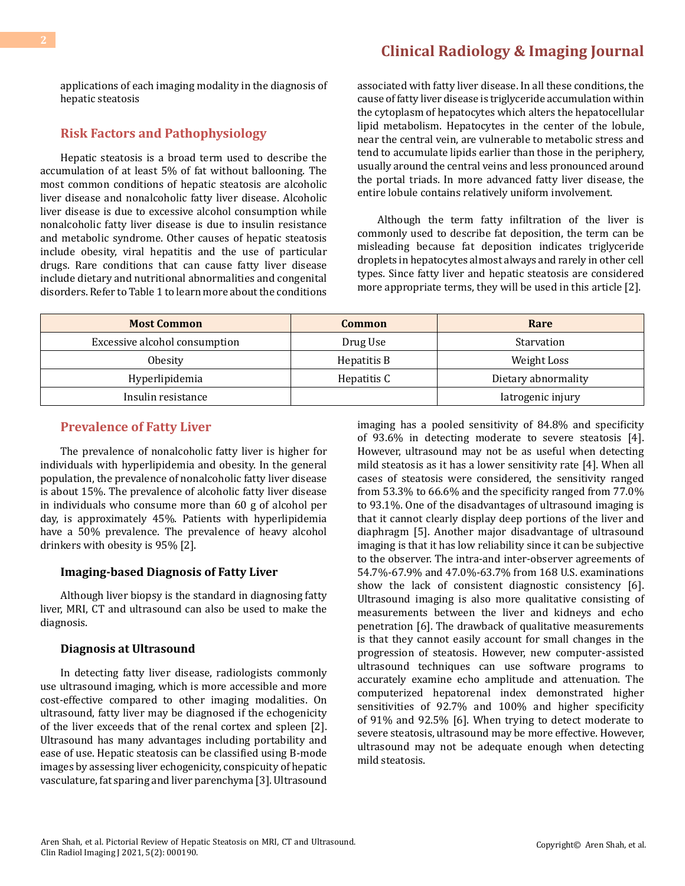applications of each imaging modality in the diagnosis of hepatic steatosis

## Risk Factors and Pathophysiology

Hepatic steatosis is a broad term used to describe the accumulation of at least 5% of fat without ballooning. The most common conditions of hepatic steatosis are alcoholic liver disease and nonalcoholic fatty liver disease. Alcoholic liver disease is due to excessive alcohol consumption while nonalcoholic fatty liver disease is due to insulin resistance and metabolic syndrome. Other causes of hepatic steatosis include obesity, viral hepatitis and the use of particular drugs. Rare conditions that can cause fatty liver disease include dietary and nutritional abnormalities and congenital disorders. Refer to Table 1 to learn more about the conditions associated with fatty liver disease. In all these conditions, the cause of fatty liver disease is triglyceride accumulation within the cytoplasm of hepatocytes which alters the hepatocellular lipid metabolism. Hepatocytes in the center of the lobule, near the central vein, are vulnerable to metabolic stress and tend to accumulate lipids earlier than those in the periphery, usually around the central veins and less pronounced around the portal triads. In more advanced fatty liver disease, the entire lobule contains relatively uniform involvement.

Although the term fatty infiltration of the liver is commonly used to describe fat deposition, the term can be misleading because fat deposition indicates triglyceride droplets in hepatocytes almost always and rarely in other cell types. Since fatty liver and hepatic steatosis are considered more appropriate terms, they will be used in this article [2].

| Most Common | Common | Rare |
|---|---|---|
| Excessive alcohol consumption | Drug Use | Starvation |
| Obesity | Hepatitis B | Weight Loss |
| Hyperlipidemia | Hepatitis C | Dietary abnormality |
| Insulin resistance | | Iatrogenic injury |

## Prevalence of Fatty Liver

The prevalence of nonalcoholic fatty liver is higher for individuals with hyperlipidemia and obesity. In the general population, the prevalence of nonalcoholic fatty liver disease is about 15%. The prevalence of alcoholic fatty liver disease in individuals who consume more than 60 g of alcohol per day, is approximately 45%. Patients with hyperlipidemia have a 50% prevalence. The prevalence of heavy alcohol drinkers with obesity is 95% [2].

### Imaging-based Diagnosis of Fatty Liver

Although liver biopsy is the standard in diagnosing fatty liver, MRI, CT and ultrasound can also be used to make the diagnosis.

### Diagnosis at Ultrasound

In detecting fatty liver disease, radiologists commonly use ultrasound imaging, which is more accessible and more cost-effective compared to other imaging modalities. On ultrasound, fatty liver may be diagnosed if the echogenicity of the liver exceeds that of the renal cortex and spleen [2]. Ultrasound has many advantages including portability and ease of use. Hepatic steatosis can be classified using B-mode images by assessing liver echogenicity, conspicuity of hepatic vasculature, fat sparing and liver parenchyma [3]. Ultrasound imaging has a pooled sensitivity of 84.8% and specificity of 93.6% in detecting moderate to severe steatosis [4]. However, ultrasound may not be as useful when detecting mild steatosis as it has a lower sensitivity rate [4]. When all cases of steatosis were considered, the sensitivity ranged from 53.3% to 66.6% and the specificity ranged from 77.0% to 93.1%. One of the disadvantages of ultrasound imaging is that it cannot clearly display deep portions of the liver and diaphragm [5]. Another major disadvantage of ultrasound imaging is that it has low reliability since it can be subjective to the observer. The intra-and inter-observer agreements of 54.7%-67.9% and 47.0%-63.7% from 168 U.S. examinations show the lack of consistent diagnostic consistency [6]. Ultrasound imaging is also more qualitative consisting of measurements between the liver and kidneys and echo penetration [6]. The drawback of qualitative measurements is that they cannot easily account for small changes in the progression of steatosis. However, new computer-assisted ultrasound techniques can use software programs to accurately examine echo amplitude and attenuation. The computerized hepatorenal index demonstrated higher sensitivities of 92.7% and 100% and higher specificity of 91% and 92.5% [6]. When trying to detect moderate to severe steatosis, ultrasound may be more effective. However, ultrasound may not be adequate enough when detecting mild steatosis.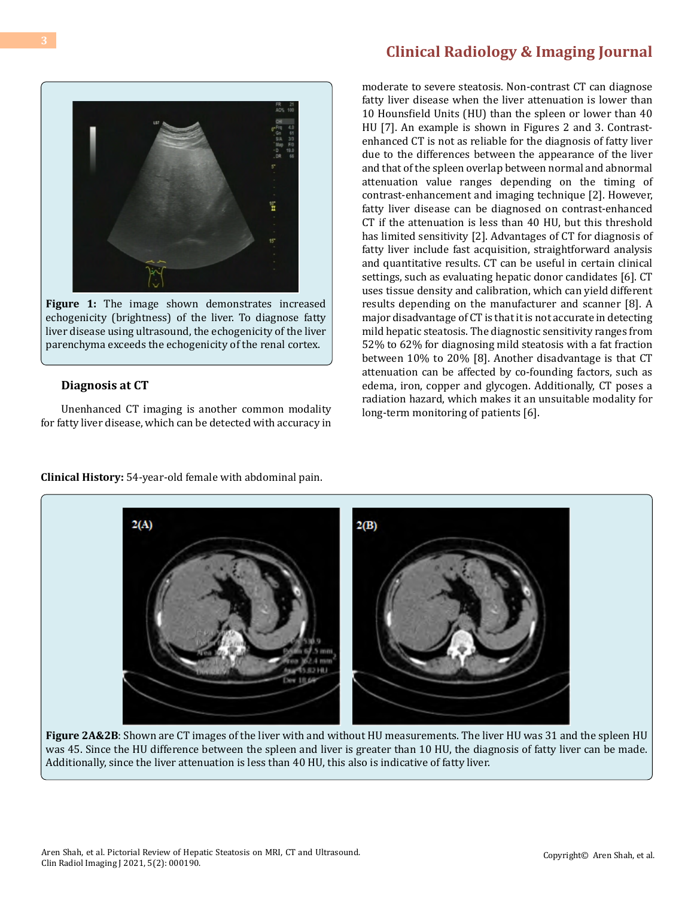**Figure 1:** The image shown demonstrates increased echogenicity (brightness) of the liver. To diagnose fatty liver disease using ultrasound, the echogenicity of the liver parenchyma exceeds the echogenicity of the renal cortex.

### Diagnosis at CT

Unenhanced CT imaging is another common modality for fatty liver disease, which can be detected with accuracy in moderate to severe steatosis. Non-contrast CT can diagnose fatty liver disease when the liver attenuation is lower than 10 Hounsfield Units (HU) than the spleen or lower than 40 HU [7]. An example is shown in Figures 2 and 3. Contrast-enhanced CT is not as reliable for the diagnosis of fatty liver due to the differences between the appearance of the liver and that of the spleen overlap between normal and abnormal attenuation value ranges depending on the timing of contrast-enhancement and imaging technique [2]. However, fatty liver disease can be diagnosed on contrast-enhanced CT if the attenuation is less than 40 HU, but this threshold has limited sensitivity [2]. Advantages of CT for diagnosis of fatty liver include fast acquisition, straightforward analysis and quantitative results. CT can be useful in certain clinical settings, such as evaluating hepatic donor candidates [6]. CT uses tissue density and calibration, which can yield different results depending on the manufacturer and scanner [8]. A major disadvantage of CT is that it is not accurate in detecting mild hepatic steatosis. The diagnostic sensitivity ranges from 52% to 62% for diagnosing mild steatosis with a fat fraction between 10% to 20% [8]. Another disadvantage is that CT attenuation can be affected by co-founding factors, such as edema, iron, copper and glycogen. Additionally, CT poses a radiation hazard, which makes it an unsuitable modality for long-term monitoring of patients [6].

**Clinical History:** 54-year-old female with abdominal pain.

**Figure 2A&2B**: Shown are CT images of the liver with and without HU measurements. The liver HU was 31 and the spleen HU was 45. Since the HU difference between the spleen and liver is greater than 10 HU, the diagnosis of fatty liver can be made. Additionally, since the liver attenuation is less than 40 HU, this also is indicative of fatty liver.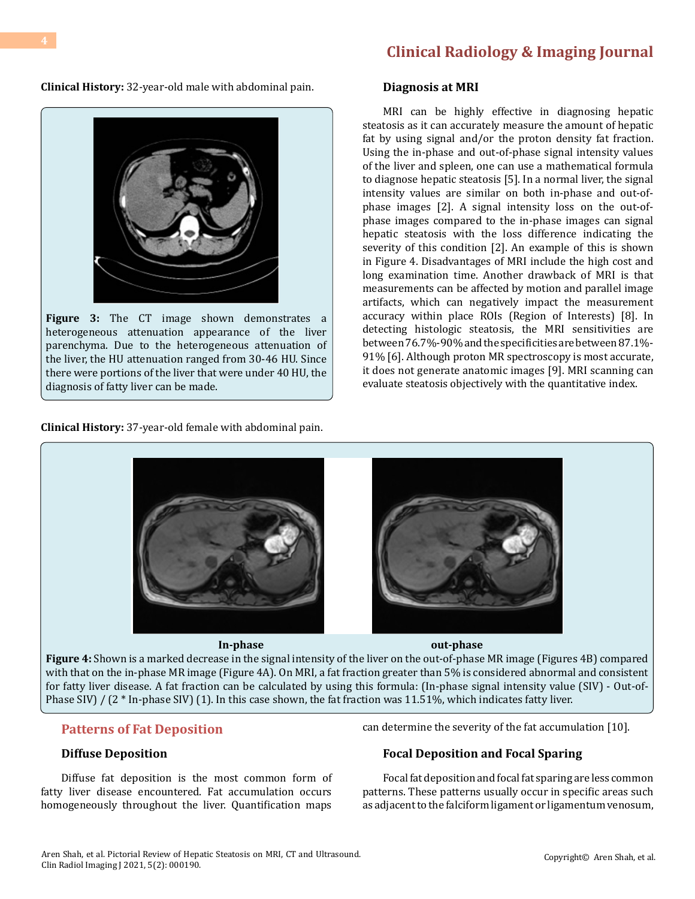**Clinical History:** 32-year-old male with abdominal pain.

**Figure 3:** The CT image shown demonstrates a heterogeneous attenuation appearance of the liver parenchyma. Due to the heterogeneous attenuation of the liver, the HU attenuation ranged from 30-46 HU. Since there were portions of the liver that were under 40 HU, the diagnosis of fatty liver can be made.

### Diagnosis at MRI

MRI can be highly effective in diagnosing hepatic steatosis as it can accurately measure the amount of hepatic fat by using signal and/or the proton density fat fraction. Using the in-phase and out-of-phase signal intensity values of the liver and spleen, one can use a mathematical formula to diagnose hepatic steatosis [5]. In a normal liver, the signal intensity values are similar on both in-phase and out-of-phase images [2]. A signal intensity loss on the out-of-phase images compared to the in-phase images can signal hepatic steatosis with the loss difference indicating the severity of this condition [2]. An example of this is shown in Figure 4. Disadvantages of MRI include the high cost and long examination time. Another drawback of MRI is that measurements can be affected by motion and parallel image artifacts, which can negatively impact the measurement accuracy within place ROIs (Region of Interests) [8]. In detecting histologic steatosis, the MRI sensitivities are between 76.7%-90% and the specificities are between 87.1%-91% [6]. Although proton MR spectroscopy is most accurate, it does not generate anatomic images [9]. MRI scanning can evaluate steatosis objectively with the quantitative index.

**Clinical History:** 37-year-old female with abdominal pain.

In-phase &emsp; out-phase

**Figure 4:** Shown is a marked decrease in the signal intensity of the liver on the out-of-phase MR image (Figures 4B) compared with that on the in-phase MR image (Figure 4A). On MRI, a fat fraction greater than 5% is considered abnormal and consistent for fatty liver disease. A fat fraction can be calculated by using this formula: (In-phase signal intensity value (SIV) - Out-of-Phase SIV) / (2 * In-phase SIV) (1). In this case shown, the fat fraction was 11.51%, which indicates fatty liver.

## Patterns of Fat Deposition

### Diffuse Deposition

Diffuse fat deposition is the most common form of fatty liver disease encountered. Fat accumulation occurs homogeneously throughout the liver. Quantification maps can determine the severity of the fat accumulation [10].

### Focal Deposition and Focal Sparing

Focal fat deposition and focal fat sparing are less common patterns. These patterns usually occur in specific areas such as adjacent to the falciform ligament or ligamentum venosum,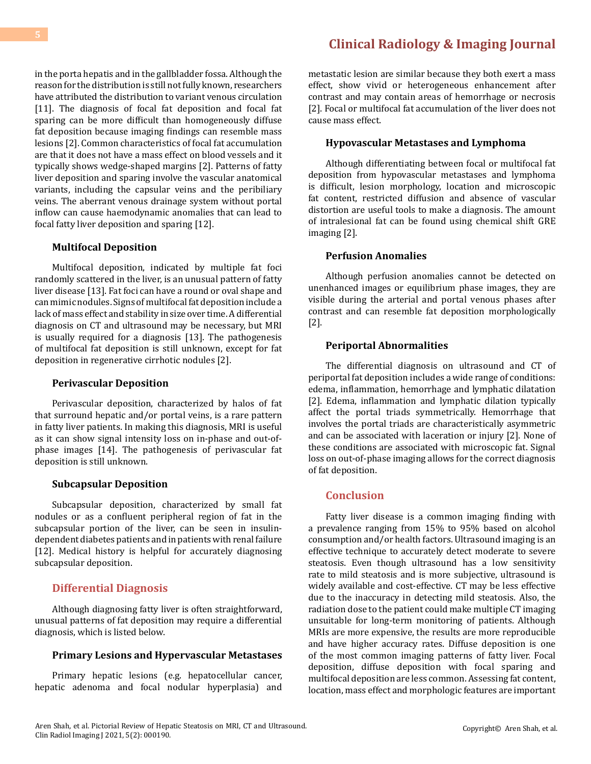in the porta hepatis and in the gallbladder fossa. Although the reason for the distribution is still not fully known, researchers have attributed the distribution to variant venous circulation [11]. The diagnosis of focal fat deposition and focal fat sparing can be more difficult than homogeneously diffuse fat deposition because imaging findings can resemble mass lesions [2]. Common characteristics of focal fat accumulation are that it does not have a mass effect on blood vessels and it typically shows wedge-shaped margins [2]. Patterns of fatty liver deposition and sparing involve the vascular anatomical variants, including the capsular veins and the peribiliary veins. The aberrant venous drainage system without portal inflow can cause haemodynamic anomalies that can lead to focal fatty liver deposition and sparing [12].

### Multifocal Deposition

Multifocal deposition, indicated by multiple fat foci randomly scattered in the liver, is an unusual pattern of fatty liver disease [13]. Fat foci can have a round or oval shape and can mimic nodules. Signs of multifocal fat deposition include a lack of mass effect and stability in size over time. A differential diagnosis on CT and ultrasound may be necessary, but MRI is usually required for a diagnosis [13]. The pathogenesis of multifocal fat deposition is still unknown, except for fat deposition in regenerative cirrhotic nodules [2].

### Perivascular Deposition

Perivascular deposition, characterized by halos of fat that surround hepatic and/or portal veins, is a rare pattern in fatty liver patients. In making this diagnosis, MRI is useful as it can show signal intensity loss on in-phase and out-of-phase images [14]. The pathogenesis of perivascular fat deposition is still unknown.

### Subcapsular Deposition

Subcapsular deposition, characterized by small fat nodules or as a confluent peripheral region of fat in the subcapsular portion of the liver, can be seen in insulin-dependent diabetes patients and in patients with renal failure [12]. Medical history is helpful for accurately diagnosing subcapsular deposition.

## Differential Diagnosis

Although diagnosing fatty liver is often straightforward, unusual patterns of fat deposition may require a differential diagnosis, which is listed below.

### Primary Lesions and Hypervascular Metastases

Primary hepatic lesions (e.g. hepatocellular cancer, hepatic adenoma and focal nodular hyperplasia) and metastatic lesion are similar because they both exert a mass effect, show vivid or heterogeneous enhancement after contrast and may contain areas of hemorrhage or necrosis [2]. Focal or multifocal fat accumulation of the liver does not cause mass effect.

### Hypovascular Metastases and Lymphoma

Although differentiating between focal or multifocal fat deposition from hypovascular metastases and lymphoma is difficult, lesion morphology, location and microscopic fat content, restricted diffusion and absence of vascular distortion are useful tools to make a diagnosis. The amount of intralesional fat can be found using chemical shift GRE imaging [2].

### Perfusion Anomalies

Although perfusion anomalies cannot be detected on unenhanced images or equilibrium phase images, they are visible during the arterial and portal venous phases after contrast and can resemble fat deposition morphologically [2].

### Periportal Abnormalities

The differential diagnosis on ultrasound and CT of periportal fat deposition includes a wide range of conditions: edema, inflammation, hemorrhage and lymphatic dilatation [2]. Edema, inflammation and lymphatic dilation typically affect the portal triads symmetrically. Hemorrhage that involves the portal triads are characteristically asymmetric and can be associated with laceration or injury [2]. None of these conditions are associated with microscopic fat. Signal loss on out-of-phase imaging allows for the correct diagnosis of fat deposition.

## Conclusion

Fatty liver disease is a common imaging finding with a prevalence ranging from 15% to 95% based on alcohol consumption and/or health factors. Ultrasound imaging is an effective technique to accurately detect moderate to severe steatosis. Even though ultrasound has a low sensitivity rate to mild steatosis and is more subjective, ultrasound is widely available and cost-effective. CT may be less effective due to the inaccuracy in detecting mild steatosis. Also, the radiation dose to the patient could make multiple CT imaging unsuitable for long-term monitoring of patients. Although MRIs are more expensive, the results are more reproducible and have higher accuracy rates. Diffuse deposition is one of the most common imaging patterns of fatty liver. Focal deposition, diffuse deposition with focal sparing and multifocal deposition are less common. Assessing fat content, location, mass effect and morphologic features are important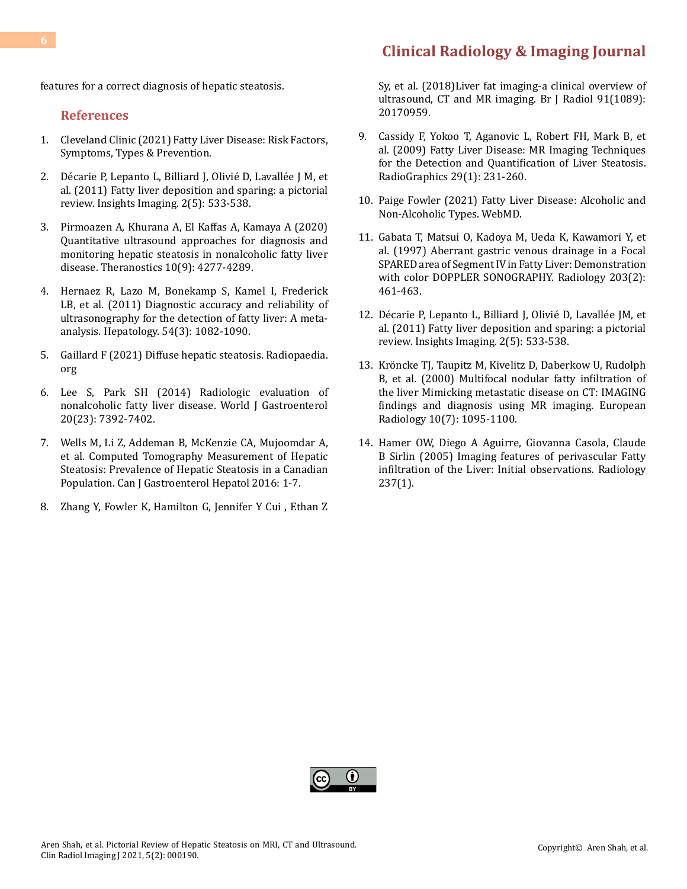features for a correct diagnosis of hepatic steatosis.

## References

1. Cleveland Clinic (2021) Fatty Liver Disease: Risk Factors, Symptoms, Types & Prevention.
2. Décarie P, Lepanto L, Billiard J, Olivié D, Lavallée J M, et al. (2011) Fatty liver deposition and sparing: a pictorial review. Insights Imaging. 2(5): 533-538.
3. Pirmoazen A, Khurana A, El Kaffas A, Kamaya A (2020) Quantitative ultrasound approaches for diagnosis and monitoring hepatic steatosis in nonalcoholic fatty liver disease. Theranostics 10(9): 4277-4289.
4. Hernaez R, Lazo M, Bonekamp S, Kamel I, Frederick LB, et al. (2011) Diagnostic accuracy and reliability of ultrasonography for the detection of fatty liver: A meta-analysis. Hepatology. 54(3): 1082-1090.
5. Gaillard F (2021) Diffuse hepatic steatosis. Radiopaedia.org
6. Lee S, Park SH (2014) Radiologic evaluation of nonalcoholic fatty liver disease. World J Gastroenterol 20(23): 7392-7402.
7. Wells M, Li Z, Addeman B, McKenzie CA, Mujoomdar A, et al. Computed Tomography Measurement of Hepatic Steatosis: Prevalence of Hepatic Steatosis in a Canadian Population. Can J Gastroenterol Hepatol 2016: 1-7.
8. Zhang Y, Fowler K, Hamilton G, Jennifer Y Cui , Ethan Z Sy, et al. (2018)Liver fat imaging-a clinical overview of ultrasound, CT and MR imaging. Br J Radiol 91(1089): 20170959.
9. Cassidy F, Yokoo T, Aganovic L, Robert FH, Mark B, et al. (2009) Fatty Liver Disease: MR Imaging Techniques for the Detection and Quantification of Liver Steatosis. RadioGraphics 29(1): 231-260.
10. Paige Fowler (2021) Fatty Liver Disease: Alcoholic and Non-Alcoholic Types. WebMD.
11. Gabata T, Matsui O, Kadoya M, Ueda K, Kawamori Y, et al. (1997) Aberrant gastric venous drainage in a Focal SPARED area of Segment IV in Fatty Liver: Demonstration with color DOPPLER SONOGRAPHY. Radiology 203(2): 461-463.
12. Décarie P, Lepanto L, Billiard J, Olivié D, Lavallée JM, et al. (2011) Fatty liver deposition and sparing: a pictorial review. Insights Imaging. 2(5): 533-538.
13. Kröncke TJ, Taupitz M, Kivelitz D, Daberkow U, Rudolph B, et al. (2000) Multifocal nodular fatty infiltration of the liver Mimicking metastatic disease on CT: IMAGING findings and diagnosis using MR imaging. European Radiology 10(7): 1095-1100.
14. Hamer OW, Diego A Aguirre, Giovanna Casola, Claude B Sirlin (2005) Imaging features of perivascular Fatty infiltration of the Liver: Initial observations. Radiology 237(1).